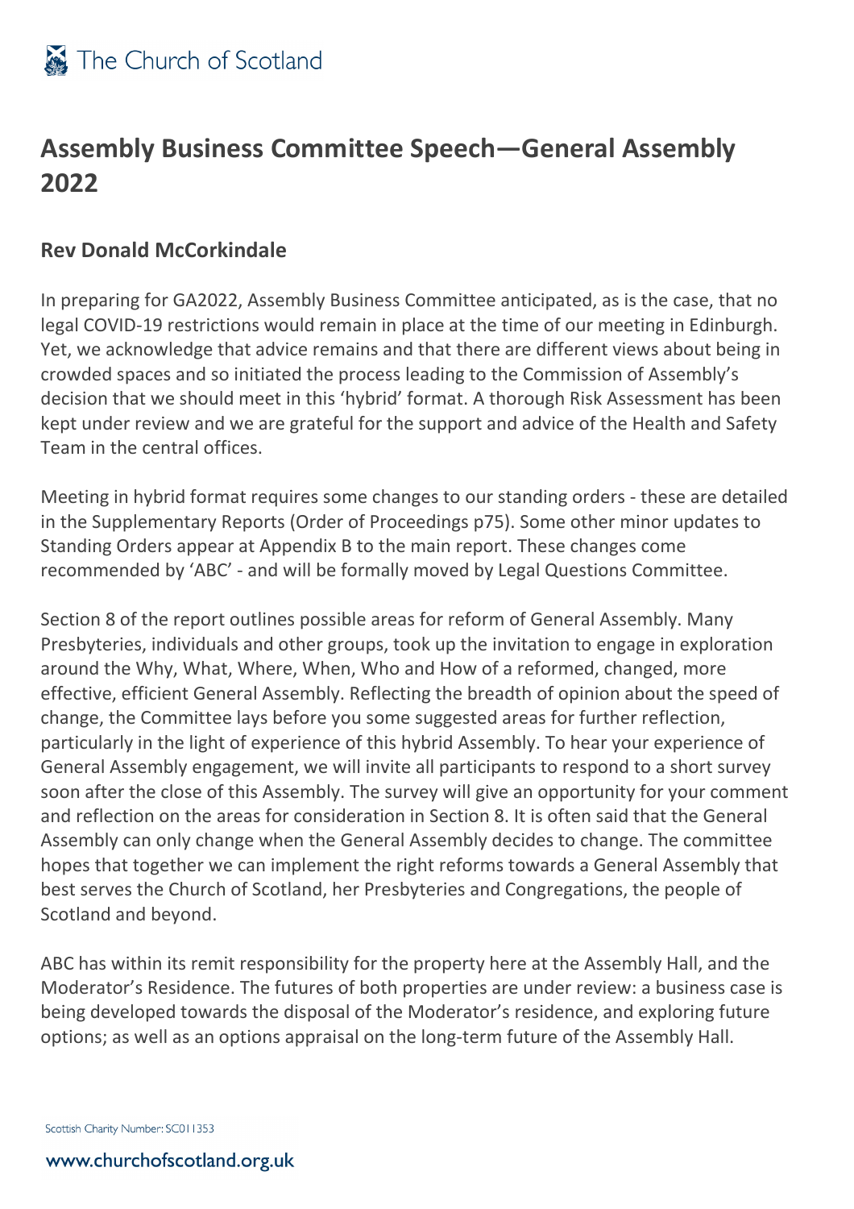# Assembly Business Committee Speech—General Assembly 2022

## Rev Donald McCorkindale

In preparing for GA2022, Assembly Business Committee anticipated, as is the case, that no legal COVID-19 restrictions would remain in place at the time of our meeting in Edinburgh. Yet, we acknowledge that advice remains and that there are different views about being in crowded spaces and so initiated the process leading to the Commission of Assembly's decision that we should meet in this 'hybrid' format. A thorough Risk Assessment has been kept under review and we are grateful for the support and advice of the Health and Safety Team in the central offices.

Meeting in hybrid format requires some changes to our standing orders - these are detailed in the Supplementary Reports (Order of Proceedings p75). Some other minor updates to Standing Orders appear at Appendix B to the main report. These changes come recommended by 'ABC' - and will be formally moved by Legal Questions Committee.

Section 8 of the report outlines possible areas for reform of General Assembly. Many Presbyteries, individuals and other groups, took up the invitation to engage in exploration around the Why, What, Where, When, Who and How of a reformed, changed, more effective, efficient General Assembly. Reflecting the breadth of opinion about the speed of change, the Committee lays before you some suggested areas for further reflection, particularly in the light of experience of this hybrid Assembly. To hear your experience of General Assembly engagement, we will invite all participants to respond to a short survey soon after the close of this Assembly. The survey will give an opportunity for your comment and reflection on the areas for consideration in Section 8. It is often said that the General Assembly can only change when the General Assembly decides to change. The committee hopes that together we can implement the right reforms towards a General Assembly that best serves the Church of Scotland, her Presbyteries and Congregations, the people of Scotland and beyond.

ABC has within its remit responsibility for the property here at the Assembly Hall, and the Moderator's Residence. The futures of both properties are under review: a business case is being developed towards the disposal of the Moderator's residence, and exploring future options; as well as an options appraisal on the long-term future of the Assembly Hall.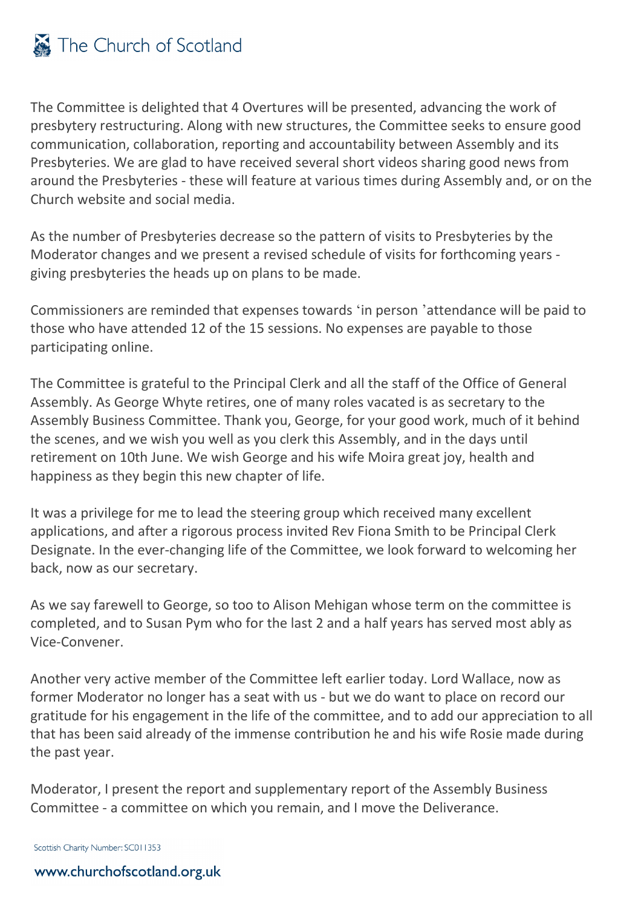The Committee is delighted that 4 Overtures will be presented, advancing the work of presbytery restructuring. Along with new structures, the Committee seeks to ensure good communication, collaboration, reporting and accountability between Assembly and its Presbyteries. We are glad to have received several short videos sharing good news from around the Presbyteries - these will feature at various times during Assembly and, or on the Church website and social media.

As the number of Presbyteries decrease so the pattern of visits to Presbyteries by the Moderator changes and we present a revised schedule of visits for forthcoming years - giving presbyteries the heads up on plans to be made.

Commissioners are reminded that expenses towards 'in person 'attendance will be paid to those who have attended 12 of the 15 sessions. No expenses are payable to those participating online.

The Committee is grateful to the Principal Clerk and all the staff of the Office of General Assembly. As George Whyte retires, one of many roles vacated is as secretary to the Assembly Business Committee. Thank you, George, for your good work, much of it behind the scenes, and we wish you well as you clerk this Assembly, and in the days until retirement on 10th June. We wish George and his wife Moira great joy, health and happiness as they begin this new chapter of life.

It was a privilege for me to lead the steering group which received many excellent applications, and after a rigorous process invited Rev Fiona Smith to be Principal Clerk Designate. In the ever-changing life of the Committee, we look forward to welcoming her back, now as our secretary.

As we say farewell to George, so too to Alison Mehigan whose term on the committee is completed, and to Susan Pym who for the last 2 and a half years has served most ably as Vice-Convener.

Another very active member of the Committee left earlier today. Lord Wallace, now as former Moderator no longer has a seat with us - but we do want to place on record our gratitude for his engagement in the life of the committee, and to add our appreciation to all that has been said already of the immense contribution he and his wife Rosie made during the past year.

Moderator, I present the report and supplementary report of the Assembly Business Committee - a committee on which you remain, and I move the Deliverance.